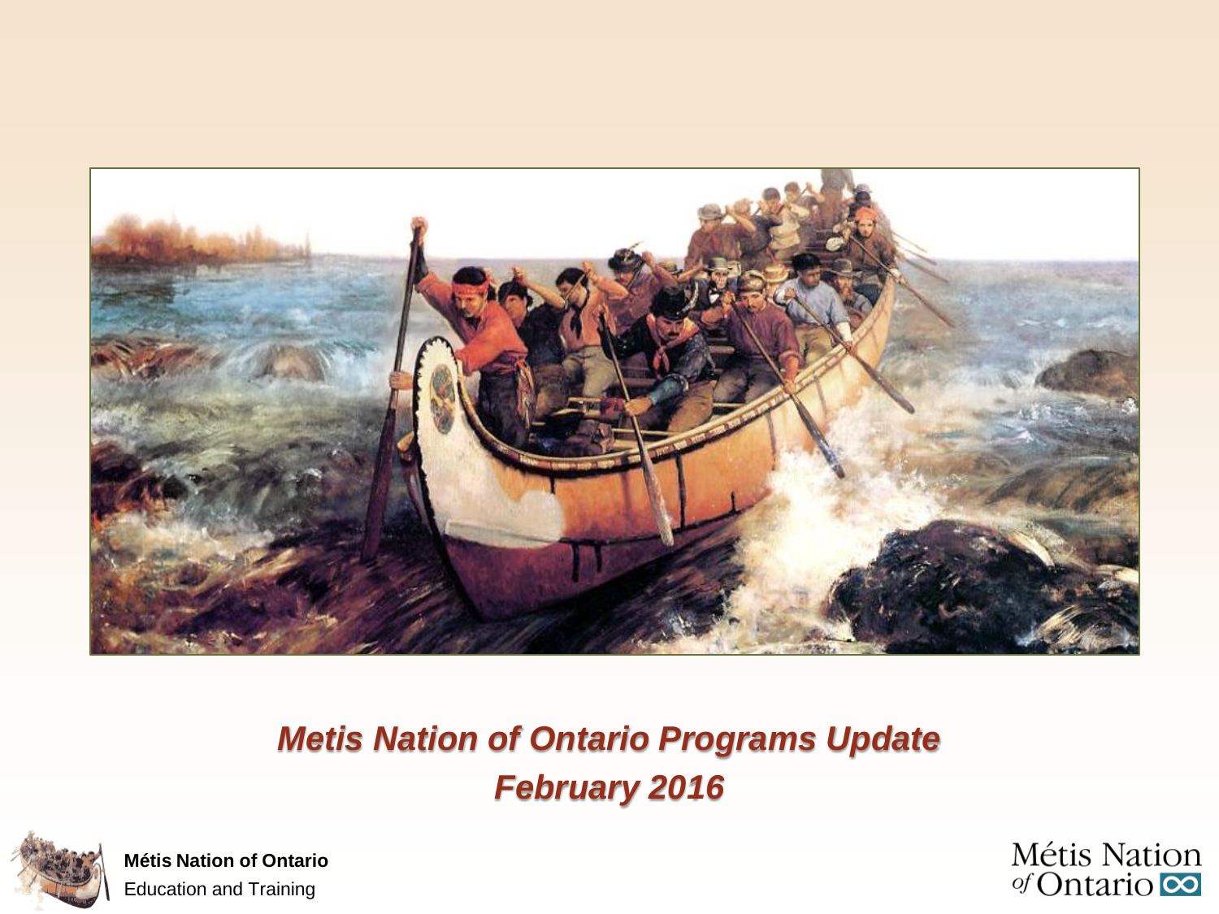# *Metis Nation of Ontario Programs Update February 2016*

**Métis Nation of Ontario**
Education and Training

Métis Nation of Ontario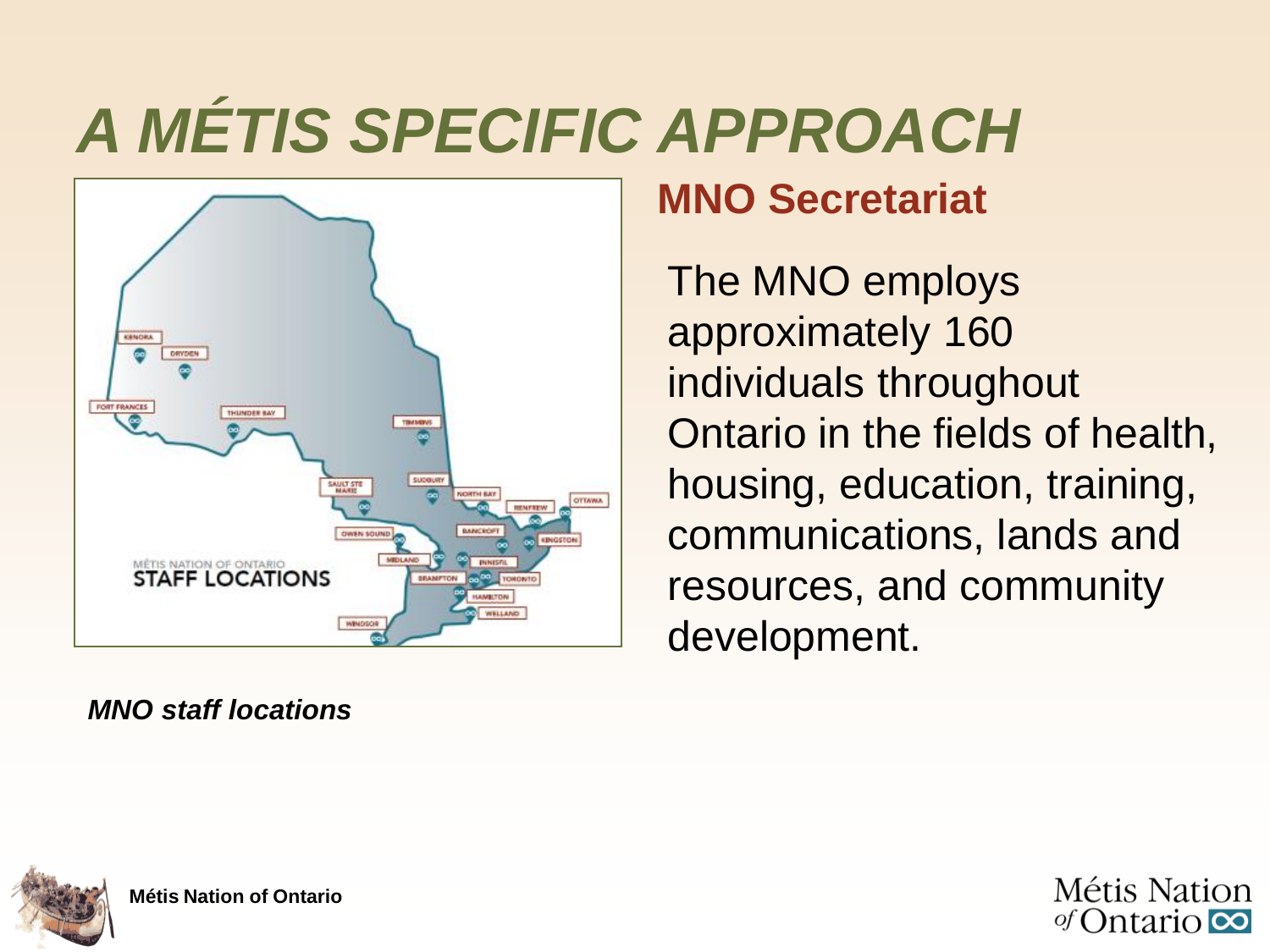# A MÉTIS SPECIFIC APPROACH

## MNO Secretariat

The MNO employs approximately 160 individuals throughout Ontario in the fields of health, housing, education, training, communications, lands and resources, and community development.

*MNO staff locations*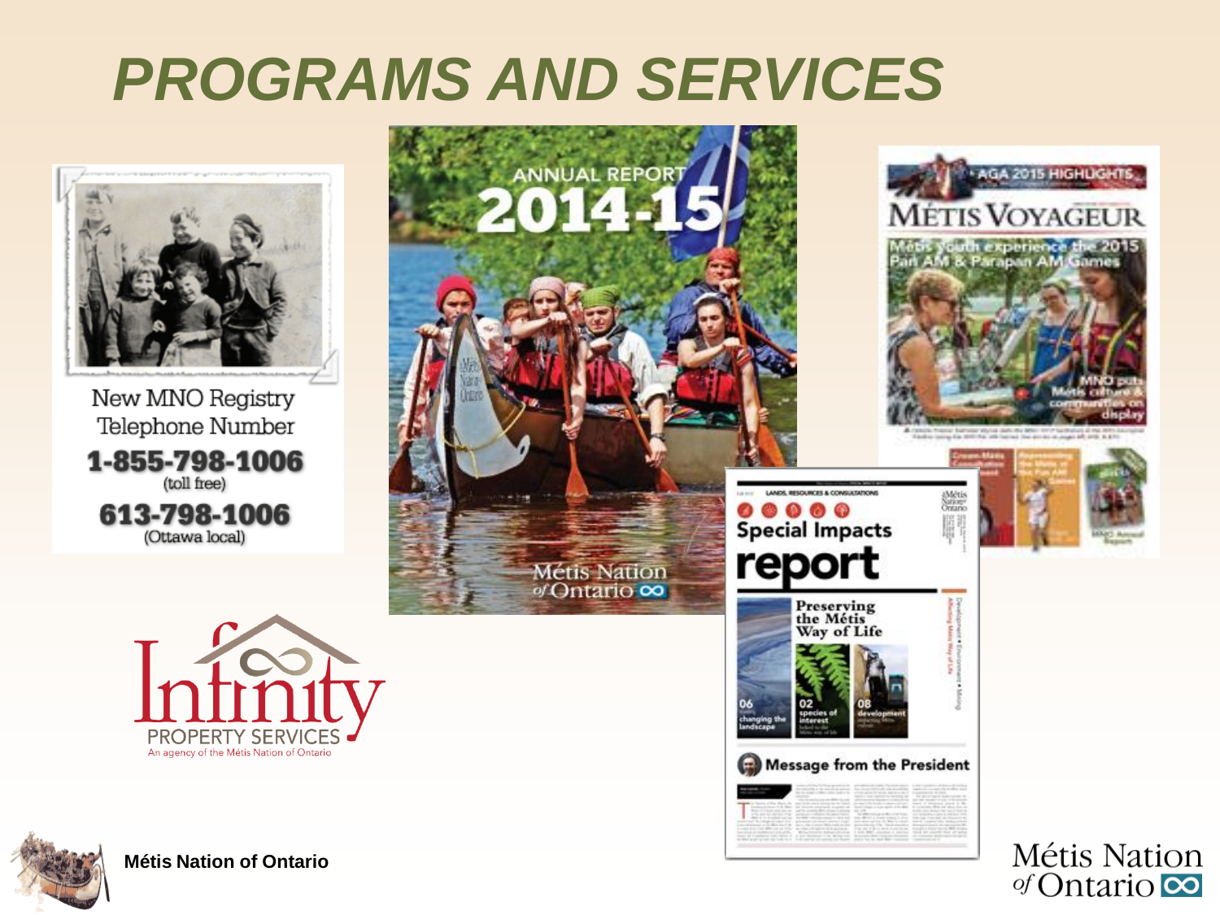# PROGRAMS AND SERVICES

New MNO Registry Telephone Number

**1-855-798-1006**
(toll free)

**613-798-1006**
(Ottawa local)

ANNUAL REPORT 2014-15

Métis Nation of Ontario

AGA 2015 HIGHLIGHTS

MÉTIS VOYAGEUR

Métis youth experience the 2015 Pan AM & Parapan AM Games

MNO puts Métis culture & communities on display

LANDS, RESOURCES & CONSULTATIONS

Special Impacts report

Preserving the Métis Way of Life

06 changing the landscape

02 species of interest

08 development

Message from the President

Infinity

PROPERTY SERVICES

An agency of the Métis Nation of Ontario

**Métis Nation of Ontario**

Métis Nation of Ontario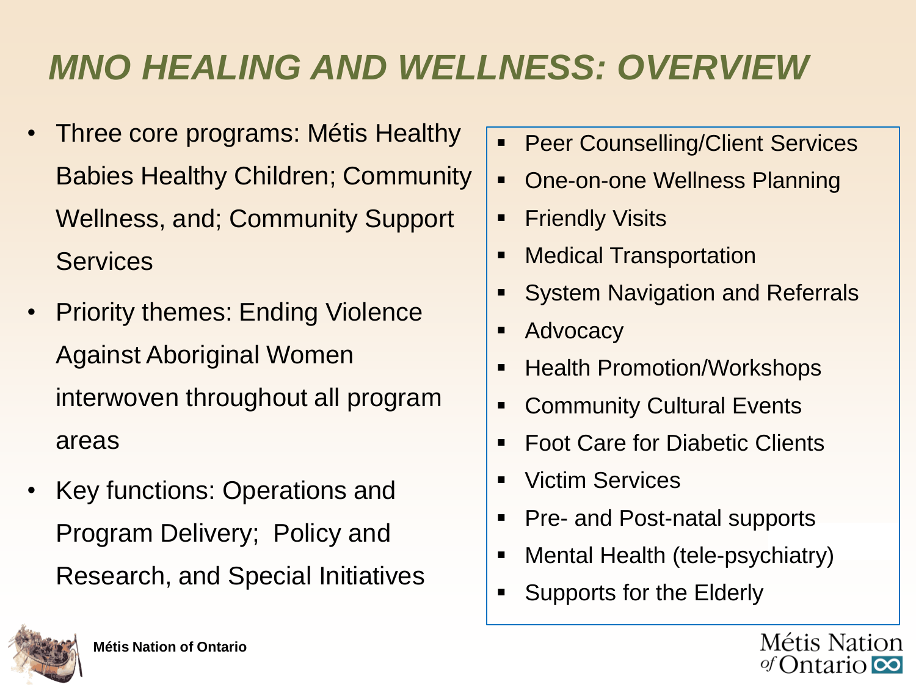# *MNO HEALING AND WELLNESS: OVERVIEW*

- Three core programs: Métis Healthy Babies Healthy Children; Community Wellness, and; Community Support Services
- Priority themes: Ending Violence Against Aboriginal Women interwoven throughout all program areas
- Key functions: Operations and Program Delivery; Policy and Research, and Special Initiatives

- Peer Counselling/Client Services
- One-on-one Wellness Planning
- Friendly Visits
- Medical Transportation
- System Navigation and Referrals
- Advocacy
- Health Promotion/Workshops
- Community Cultural Events
- Foot Care for Diabetic Clients
- Victim Services
- Pre- and Post-natal supports
- Mental Health (tele-psychiatry)
- Supports for the Elderly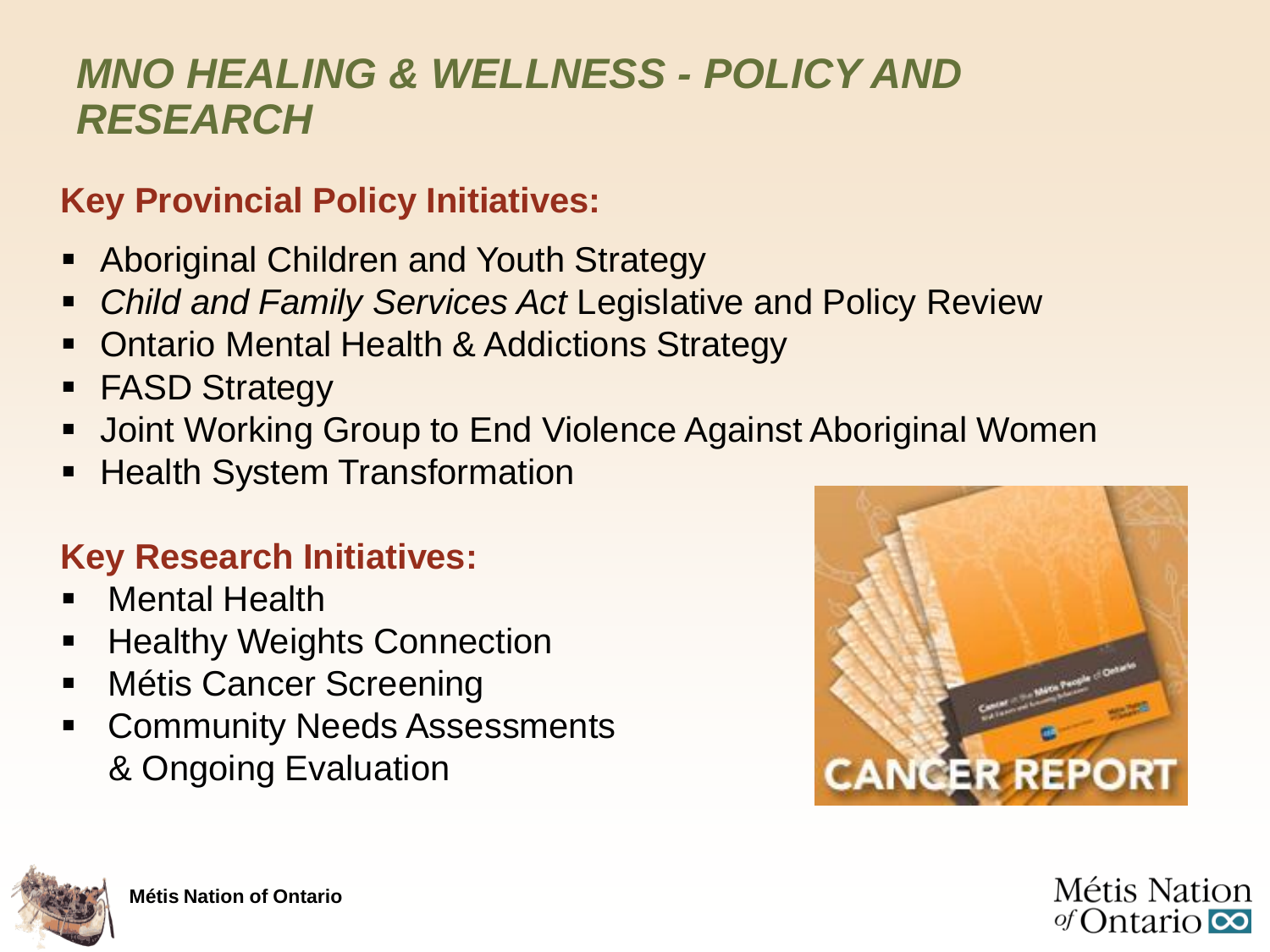# *MNO HEALING & WELLNESS - POLICY AND RESEARCH*

## Key Provincial Policy Initiatives:

- Aboriginal Children and Youth Strategy
- *Child and Family Services Act* Legislative and Policy Review
- Ontario Mental Health & Addictions Strategy
- FASD Strategy
- Joint Working Group to End Violence Against Aboriginal Women
- Health System Transformation

## Key Research Initiatives:

- Mental Health
- Healthy Weights Connection
- Métis Cancer Screening
- Community Needs Assessments & Ongoing Evaluation

CANCER REPORT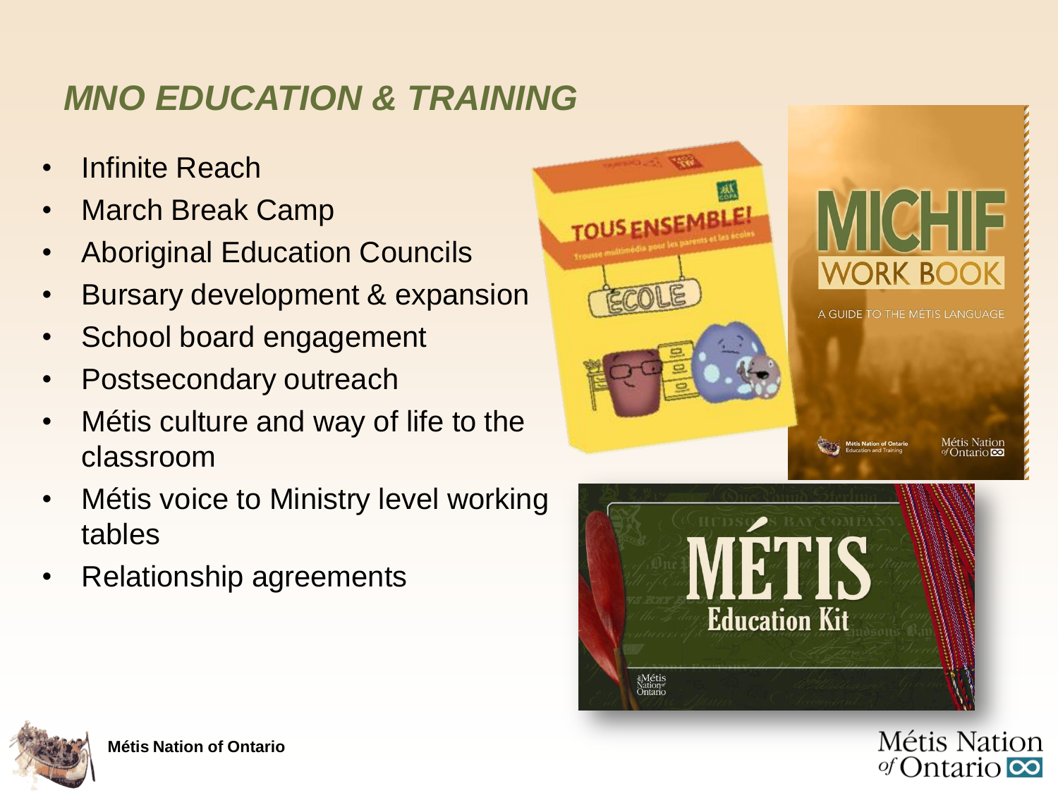## *MNO EDUCATION & TRAINING*

- Infinite Reach
- March Break Camp
- Aboriginal Education Councils
- Bursary development & expansion
- School board engagement
- Postsecondary outreach
- Métis culture and way of life to the classroom
- Métis voice to Ministry level working tables
- Relationship agreements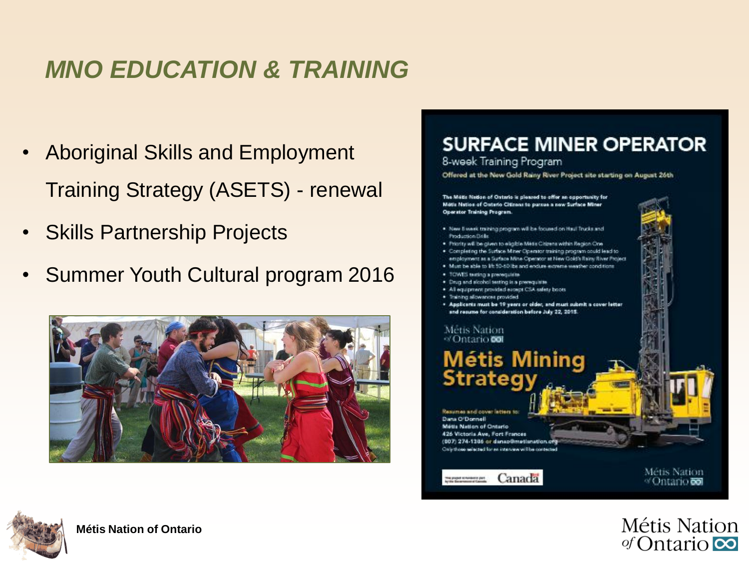## *MNO EDUCATION & TRAINING*

- Aboriginal Skills and Employment Training Strategy (ASETS) - renewal
- Skills Partnership Projects
- Summer Youth Cultural program 2016

# SURFACE MINER OPERATOR

8-week Training Program

**Offered at the New Gold Rainy River Project site starting on August 26th**

**The Métis Nation of Ontario is pleased to offer an opportunity for Métis Nation of Ontario Citizens to pursue a new Surface Miner Operator Training Program.**

- New 8 week training program will be focused on Haul Trucks and Production Drills
- Priority will be given to eligible Métis Citizens within Region One
- Completing the Surface Miner Operator training program could lead to employment as a Surface Mine Operator at New Gold's Rainy River Project
- Must be able to lift 50-60 lbs and endure extreme weather conditions
- TOWES testing a prerequisite
- Drug and alcohol testing is a prerequisite
- All equipment provided except CSA safety boots
- Training allowances provided
- **Applicants must be 19 years or older, and must submit a cover letter and resume for consideration before July 22, 2015.**

Métis Nation of Ontario

## Métis Mining Strategy

**Resumes and cover letters to:**
**Dana O'Donnell**
**Métis Nation of Ontario**
**426 Victoria Ave, Fort Frances**
**(807) 274-1386 or danao@metisnation.org**
Only those selected for an interview will be contacted

Canada

Métis Nation of Ontario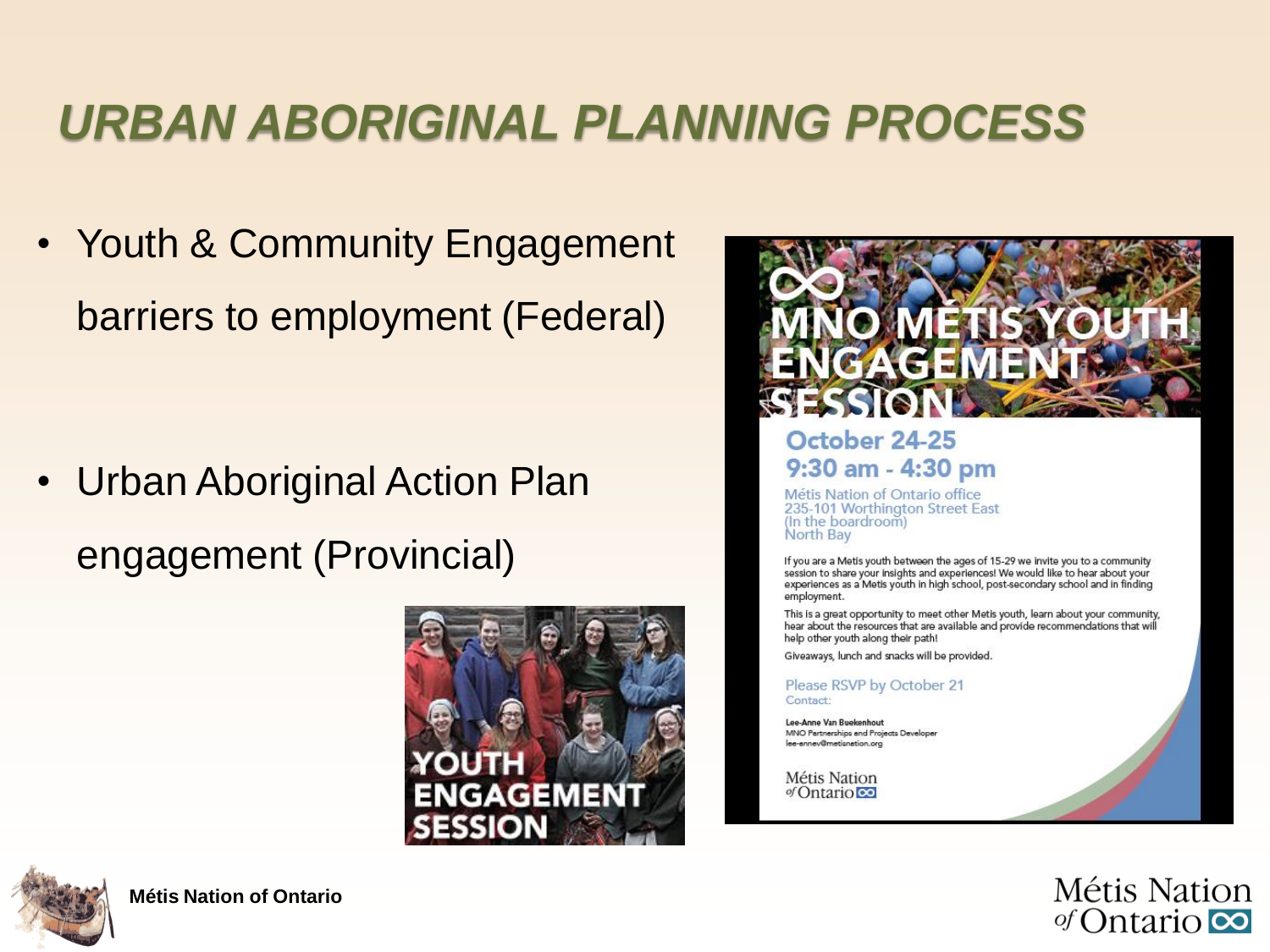# URBAN ABORIGINAL PLANNING PROCESS

- Youth & Community Engagement barriers to employment (Federal)

- Urban Aboriginal Action Plan engagement (Provincial)

YOUTH ENGAGEMENT SESSION

## MNO MÉTIS YOUTH ENGAGEMENT SESSION

**October 24-25**
**9:30 am - 4:30 pm**

Métis Nation of Ontario office
235-101 Worthington Street East
(In the boardroom)
North Bay

If you are a Metis youth between the ages of 15-29 we invite you to a community session to share your insights and experiences! We would like to hear about your experiences as a Metis youth in high school, post-secondary school and in finding employment.

This is a great opportunity to meet other Metis youth, learn about your community, hear about the resources that are available and provide recommendations that will help other youth along their path!

Giveaways, lunch and snacks will be provided.

Please RSVP by October 21
Contact:

**Lee-Anne Van Buekenhout**
MNO Partnerships and Projects Developer
lee-annev@metisnation.org

Métis Nation of Ontario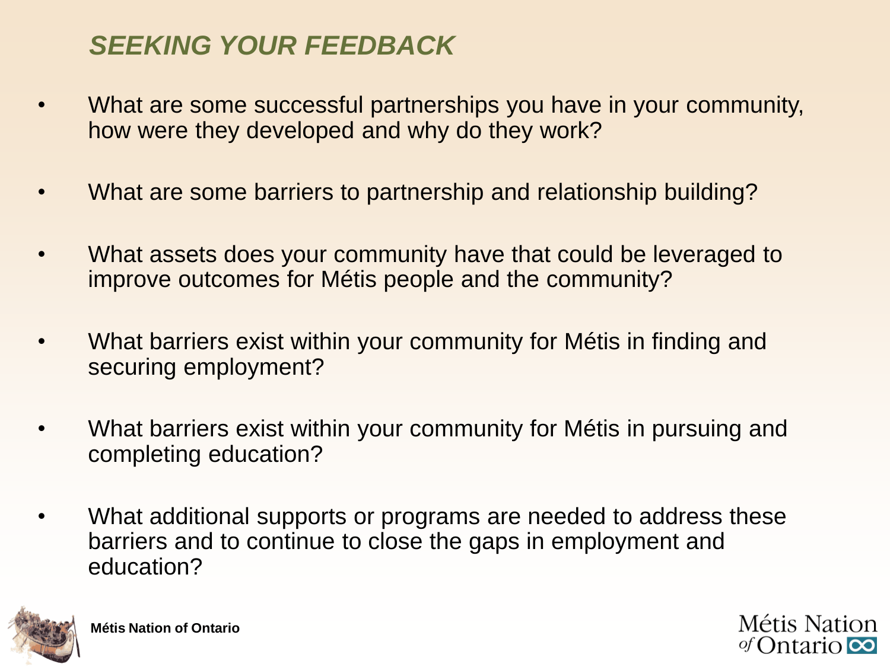## *SEEKING YOUR FEEDBACK*

- What are some successful partnerships you have in your community, how were they developed and why do they work?
- What are some barriers to partnership and relationship building?
- What assets does your community have that could be leveraged to improve outcomes for Métis people and the community?
- What barriers exist within your community for Métis in finding and securing employment?
- What barriers exist within your community for Métis in pursuing and completing education?
- What additional supports or programs are needed to address these barriers and to continue to close the gaps in employment and education?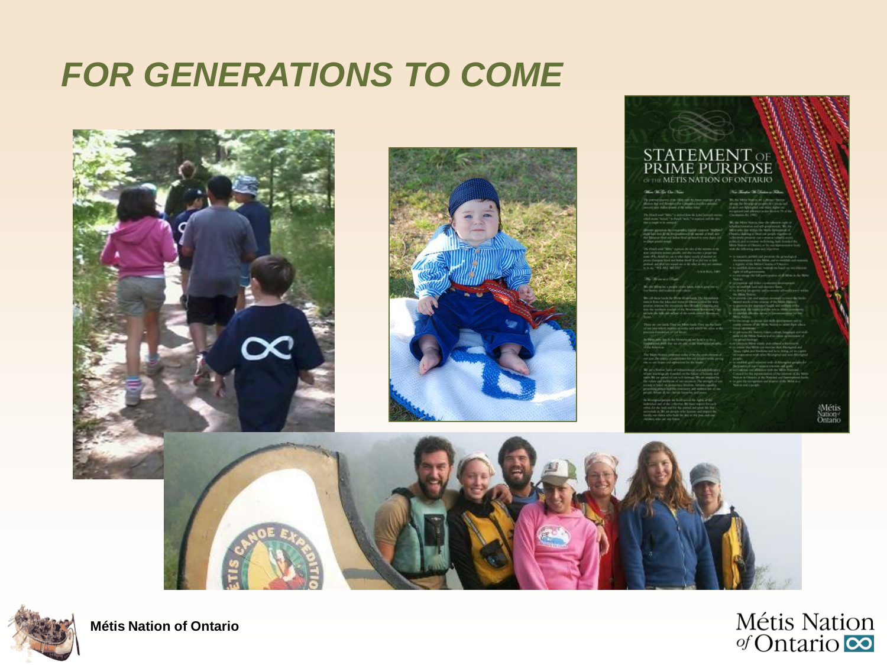# FOR GENERATIONS TO COME

Métis Nation of Ontario